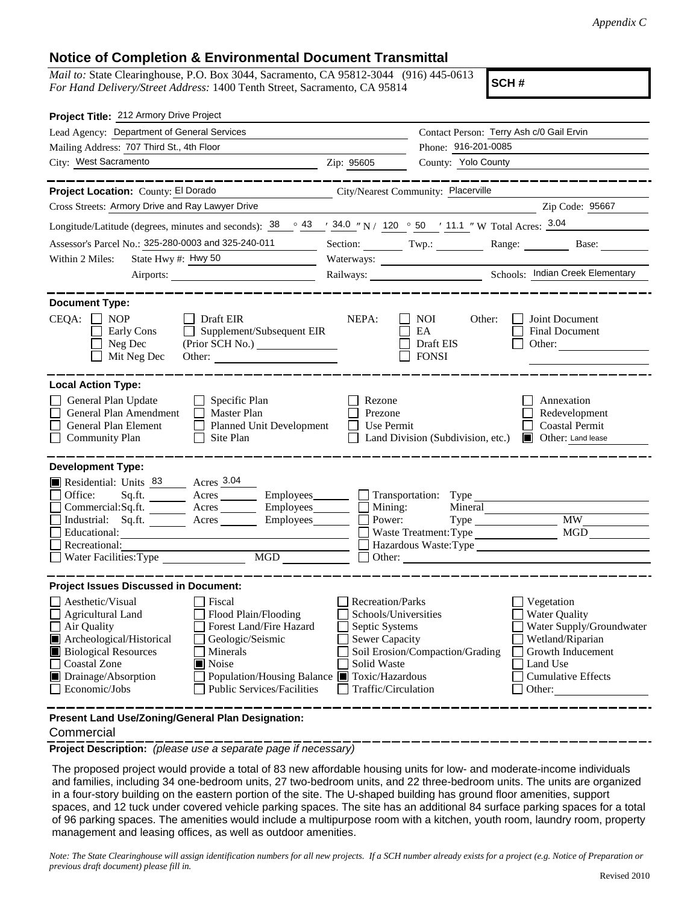*Appendix C*

## Notice of Completion & Environmental Document Transmittal

*Mail to:* State Clearinghouse, P.O. Box 3044, Sacramento, CA 95812-3044 (916) 445-0613
*For Hand Delivery/Street Address:* 1400 Tenth Street, Sacramento, CA 95814

**SCH #**

**Project Title:** 212 Armory Drive Project

Lead Agency: Department of General Services
Contact Person: Terry Ash c/0 Gail Ervin
Mailing Address: 707 Third St., 4th Floor
Phone: 916-201-0085
City: West Sacramento Zip: 95605 County: Yolo County

**Project Location:** County: El Dorado City/Nearest Community: Placerville
Cross Streets: Armory Drive and Ray Lawyer Drive Zip Code: 95667
Longitude/Latitude (degrees, minutes and seconds): 38 ° 43 ′ 34.0 ″ N / 120 ° 50 ′ 11.1 ″ W Total Acres: 3.04
Assessor's Parcel No.: 325-280-0003 and 325-240-011 Section: Twp.: Range: Base:
Within 2 Miles: State Hwy #: Hwy 50 Waterways:
Airports: Railways: Schools: Indian Creek Elementary

**Document Type:**

CEQA: ☐ NOP ☐ Early Cons ☐ Neg Dec ☐ Mit Neg Dec ☐ Draft EIR ☐ Supplement/Subsequent EIR (Prior SCH No.) Other:
NEPA: ☐ NOI ☐ EA ☐ Draft EIS ☐ FONSI
Other: ☐ Joint Document ☐ Final Document ☐ Other:

**Local Action Type:**

☐ General Plan Update ☐ General Plan Amendment ☐ General Plan Element ☐ Community Plan ☐ Specific Plan ☐ Master Plan ☐ Planned Unit Development ☐ Site Plan ☐ Rezone ☐ Prezone ☐ Use Permit ☐ Land Division (Subdivision, etc.) ☐ Annexation ☐ Redevelopment ☐ Coastal Permit ■ Other: Land lease

**Development Type:**

■ Residential: Units 83 Acres 3.04
☐ Office: Sq.ft. Acres Employees
☐ Commercial: Sq.ft. Acres Employees
☐ Industrial: Sq.ft. Acres Employees
☐ Educational:
☐ Recreational:
☐ Water Facilities: Type MGD
☐ Transportation: Type
☐ Mining: Mineral
☐ Power: Type MW
☐ Waste Treatment: Type MGD
☐ Hazardous Waste: Type
☐ Other:

**Project Issues Discussed in Document:**

☐ Aesthetic/Visual ☐ Agricultural Land ☐ Air Quality ■ Archeological/Historical ■ Biological Resources ☐ Coastal Zone ■ Drainage/Absorption ☐ Economic/Jobs
☐ Fiscal ☐ Flood Plain/Flooding ☐ Forest Land/Fire Hazard ☐ Geologic/Seismic ☐ Minerals ■ Noise ☐ Population/Housing Balance ☐ Public Services/Facilities
☐ Recreation/Parks ☐ Schools/Universities ☐ Septic Systems ☐ Sewer Capacity ☐ Soil Erosion/Compaction/Grading ☐ Solid Waste ■ Toxic/Hazardous ☐ Traffic/Circulation
☐ Vegetation ☐ Water Quality ☐ Water Supply/Groundwater ☐ Wetland/Riparian ☐ Growth Inducement ☐ Land Use ☐ Cumulative Effects ☐ Other:

**Present Land Use/Zoning/General Plan Designation:**

Commercial

**Project Description:** *(please use a separate page if necessary)*

The proposed project would provide a total of 83 new affordable housing units for low- and moderate-income individuals and families, including 34 one-bedroom units, 27 two-bedroom units, and 22 three-bedroom units. The units are organized in a four-story building on the eastern portion of the site. The U-shaped building has ground floor amenities, support spaces, and 12 tuck under covered vehicle parking spaces. The site has an additional 84 surface parking spaces for a total of 96 parking spaces. The amenities would include a multipurpose room with a kitchen, youth room, laundry room, property management and leasing offices, as well as outdoor amenities.

*Note: The State Clearinghouse will assign identification numbers for all new projects. If a SCH number already exists for a project (e.g. Notice of Preparation or previous draft document) please fill in.*

Revised 2010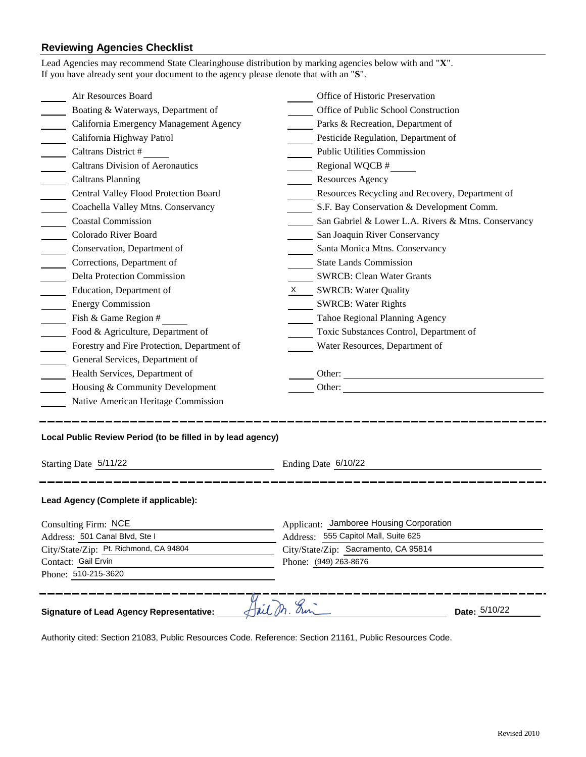## Reviewing Agencies Checklist

Lead Agencies may recommend State Clearinghouse distribution by marking agencies below with and "**X**".
If you have already sent your document to the agency please denote that with an "**S**".

| | | | |
|---|---|---|---|
| ____ | Air Resources Board | ____ | Office of Historic Preservation |
| ____ | Boating & Waterways, Department of | ____ | Office of Public School Construction |
| ____ | California Emergency Management Agency | ____ | Parks & Recreation, Department of |
| ____ | California Highway Patrol | ____ | Pesticide Regulation, Department of |
| ____ | Caltrans District # ____ | ____ | Public Utilities Commission |
| ____ | Caltrans Division of Aeronautics | ____ | Regional WQCB # ____ |
| ____ | Caltrans Planning | ____ | Resources Agency |
| ____ | Central Valley Flood Protection Board | ____ | Resources Recycling and Recovery, Department of |
| ____ | Coachella Valley Mtns. Conservancy | ____ | S.F. Bay Conservation & Development Comm. |
| ____ | Coastal Commission | ____ | San Gabriel & Lower L.A. Rivers & Mtns. Conservancy |
| ____ | Colorado River Board | ____ | San Joaquin River Conservancy |
| ____ | Conservation, Department of | ____ | Santa Monica Mtns. Conservancy |
| ____ | Corrections, Department of | ____ | State Lands Commission |
| ____ | Delta Protection Commission | ____ | SWRCB: Clean Water Grants |
| ____ | Education, Department of | X | SWRCB: Water Quality |
| ____ | Energy Commission | ____ | SWRCB: Water Rights |
| ____ | Fish & Game Region # ____ | ____ | Tahoe Regional Planning Agency |
| ____ | Food & Agriculture, Department of | ____ | Toxic Substances Control, Department of |
| ____ | Forestry and Fire Protection, Department of | ____ | Water Resources, Department of |
| ____ | General Services, Department of | | |
| ____ | Health Services, Department of | ____ | Other: ____ |
| ____ | Housing & Community Development | ____ | Other: ____ |
| ____ | Native American Heritage Commission | | |

---

### Local Public Review Period (to be filled in by lead agency)

Starting Date 5/11/22    Ending Date 6/10/22

---

### Lead Agency (Complete if applicable):

| | |
|---|---|
| Consulting Firm: NCE | Applicant: Jamboree Housing Corporation |
| Address: 501 Canal Blvd, Ste I | Address: 555 Capitol Mall, Suite 625 |
| City/State/Zip: Pt. Richmond, CA 94804 | City/State/Zip: Sacramento, CA 95814 |
| Contact: Gail Ervin | Phone: (949) 263-8676 |
| Phone: 510-215-3620 | |

---

**Signature of Lead Agency Representative:** Gail M. Ervin    **Date:** 5/10/22

Authority cited: Section 21083, Public Resources Code. Reference: Section 21161, Public Resources Code.

Revised 2010